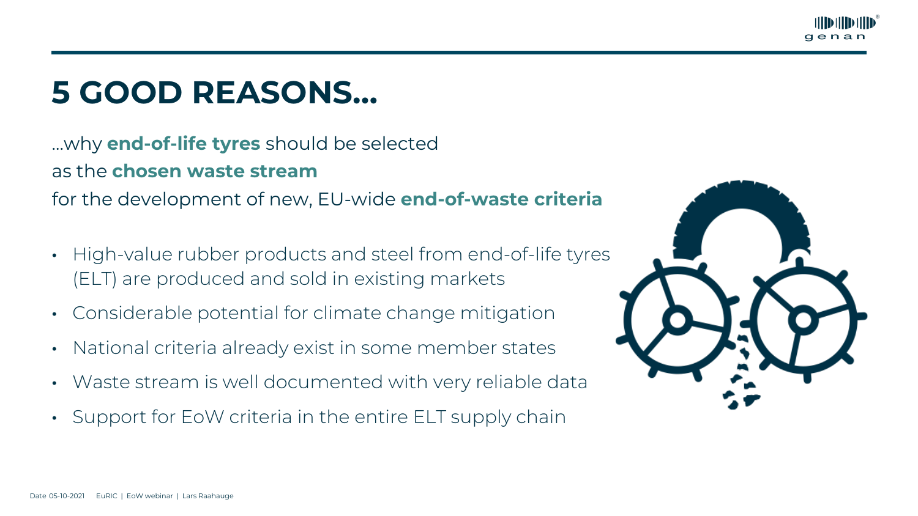# 5 GOOD REASONS…

…why **end-of-life tyres** should be selected
as the **chosen waste stream**
for the development of new, EU-wide **end-of-waste criteria**

- High-value rubber products and steel from end-of-life tyres (ELT) are produced and sold in existing markets
- Considerable potential for climate change mitigation
- National criteria already exist in some member states
- Waste stream is well documented with very reliable data
- Support for EoW criteria in the entire ELT supply chain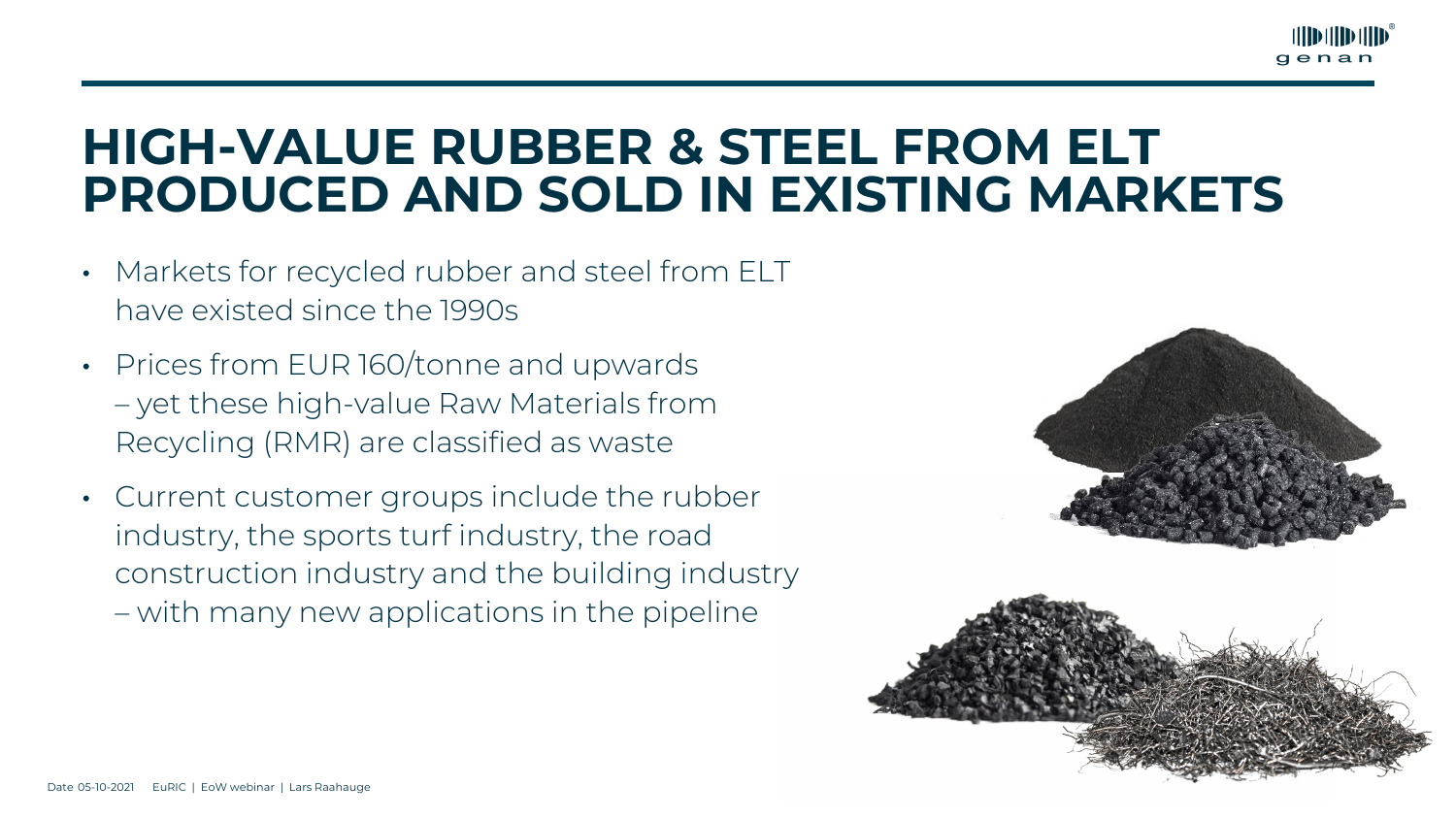# HIGH-VALUE RUBBER & STEEL FROM ELT PRODUCED AND SOLD IN EXISTING MARKETS

- Markets for recycled rubber and steel from ELT have existed since the 1990s
- Prices from EUR 160/tonne and upwards – yet these high-value Raw Materials from Recycling (RMR) are classified as waste
- Current customer groups include the rubber industry, the sports turf industry, the road construction industry and the building industry – with many new applications in the pipeline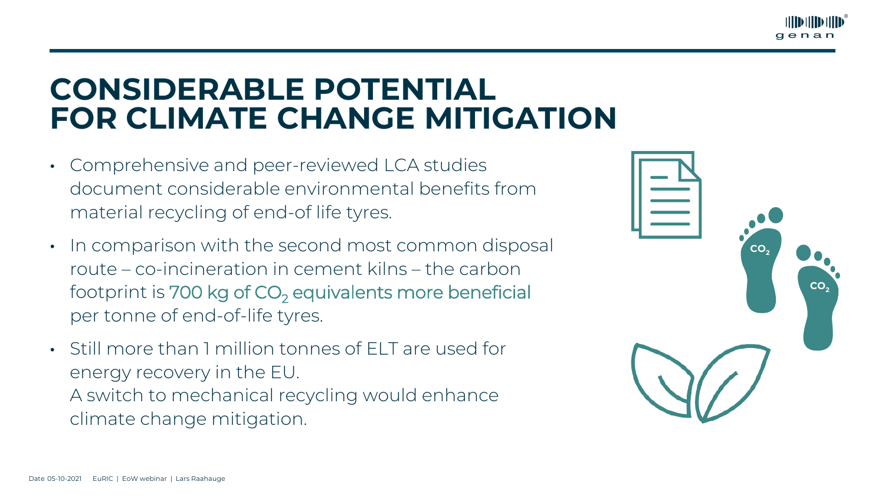# CONSIDERABLE POTENTIAL FOR CLIMATE CHANGE MITIGATION

- Comprehensive and peer-reviewed LCA studies document considerable environmental benefits from material recycling of end-of life tyres.
- In comparison with the second most common disposal route – co-incineration in cement kilns – the carbon footprint is 700 kg of $CO_2$ equivalents more beneficial per tonne of end-of-life tyres.
- Still more than 1 million tonnes of ELT are used for energy recovery in the EU.
  A switch to mechanical recycling would enhance climate change mitigation.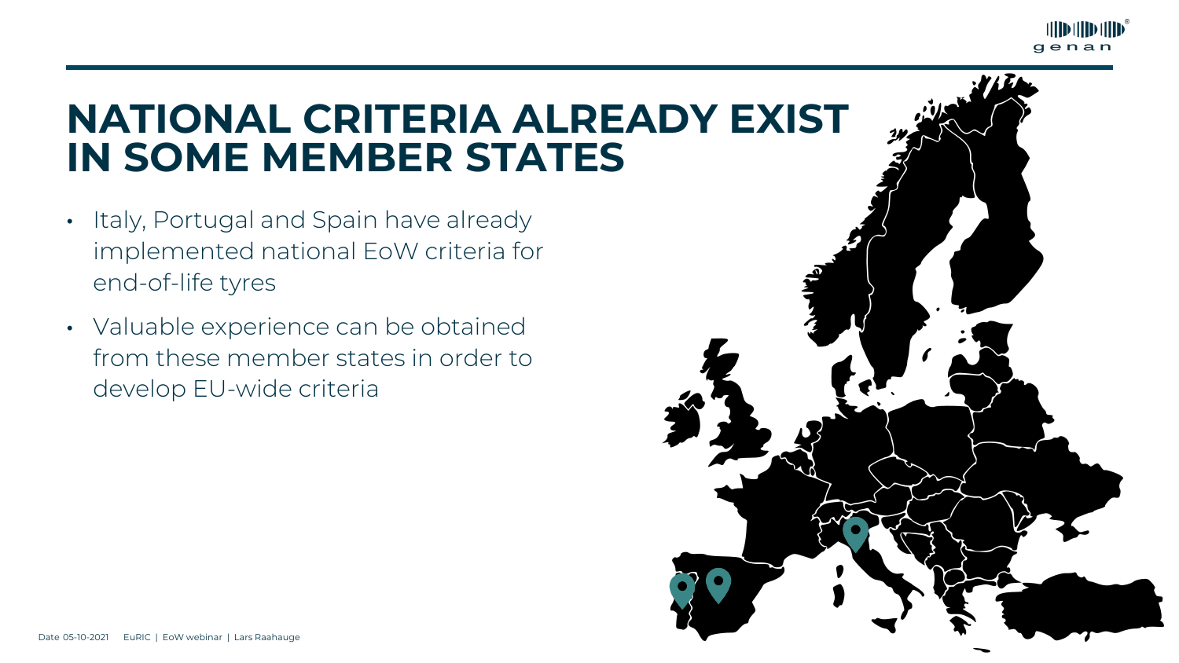# NATIONAL CRITERIA ALREADY EXIST IN SOME MEMBER STATES

- Italy, Portugal and Spain have already implemented national EoW criteria for end-of-life tyres
- Valuable experience can be obtained from these member states in order to develop EU-wide criteria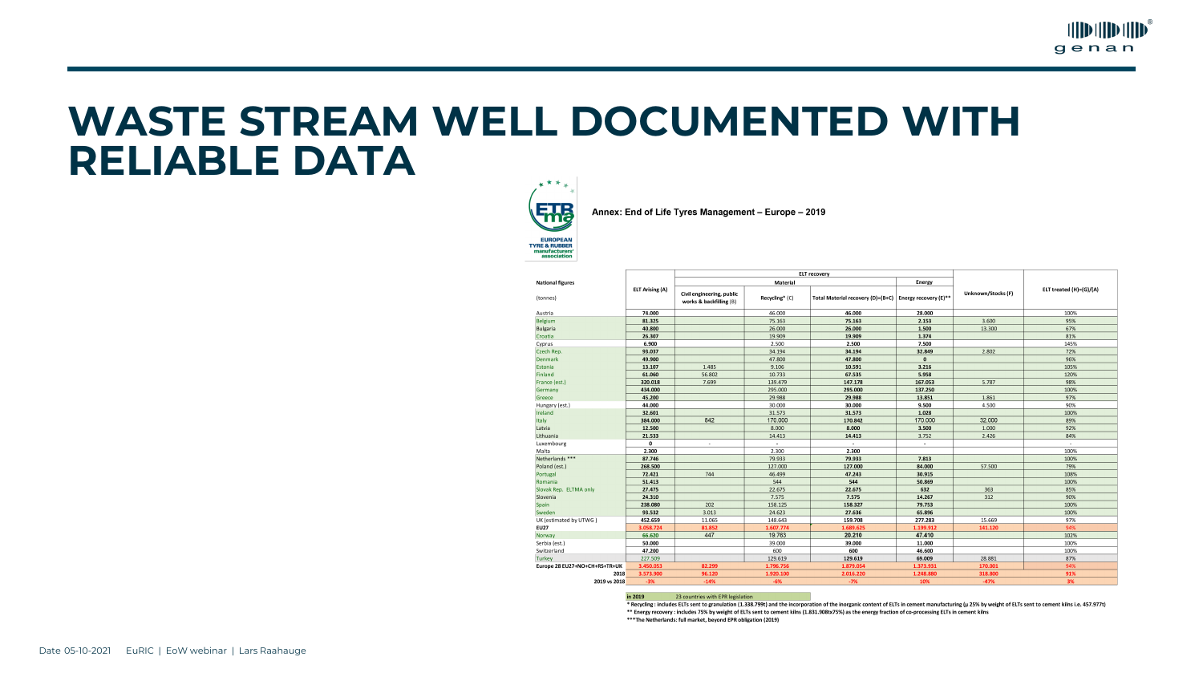# WASTE STREAM WELL DOCUMENTED WITH RELIABLE DATA

EUROPEAN TYRE & RUBBER manufacturers' association

**Annex: End of Life Tyres Management – Europe – 2019**

| National figures (tonnes) | ELT Arising (A) | ELT recovery – Material – Civil engineering, public works & backfilling (B) | ELT recovery – Material – Recycling* (C) | ELT recovery – Material – Total Material recovery (D)=(B+C) | ELT recovery – Energy – Energy recovery (E)** | Unknown/Stocks (F) | ELT treated (H)=(G)/(A) |
|---|---|---|---|---|---|---|---|
| Austria | 74.000 | | 46.000 | 46.000 | 28.000 | | 100% |
| Belgium | 81.325 | | 75.163 | 75.163 | 2.153 | 3.600 | 95% |
| Bulgaria | 40.800 | | 26.000 | 26.000 | 1.500 | 13.300 | 67% |
| Croatia | 26.307 | | 19.909 | 19.909 | 1.374 | | 81% |
| Cyprus | 6.900 | | 2.500 | 2.500 | 7.500 | | 145% |
| Czech Rep. | 93.037 | | 34.194 | 34.194 | 32.849 | 2.802 | 72% |
| Denmark | 49.900 | | 47.800 | 47.800 | 0 | | 96% |
| Estonia | 13.107 | 1.485 | 9.106 | 10.591 | 3.216 | | 105% |
| Finland | 61.060 | 56.802 | 10.733 | 67.535 | 5.958 | | 120% |
| France (est.) | 320.018 | 7.699 | 139.479 | 147.178 | 167.053 | 5.787 | 98% |
| Germany | 434.000 | | 295.000 | 295.000 | 137.250 | | 100% |
| Greece | 45.200 | | 29.988 | 29.988 | 13.851 | 1.861 | 97% |
| Hungary (est.) | 44.000 | | 30.000 | 30.000 | 9.500 | 4.500 | 90% |
| Ireland | 32.601 | | 31.573 | 31.573 | 1.028 | | 100% |
| Italy | 384.000 | 842 | 170.000 | 170.842 | 170.000 | 32.000 | 89% |
| Latvia | 12.500 | | 8.000 | 8.000 | 3.500 | 1.000 | 92% |
| Lithuania | 21.533 | | 14.413 | 14.413 | 3.752 | 2.426 | 84% |
| Luxembourg | 0 | - | - | - | - | | - |
| Malta | 2.300 | | 2.300 | 2.300 | | | 100% |
| Netherlands *** | 87.746 | | 79.933 | 79.933 | 7.813 | | 100% |
| Poland (est.) | 268.500 | | 127.000 | 127.000 | 84.000 | 57.500 | 79% |
| Portugal | 72.421 | 744 | 46.499 | 47.243 | 30.915 | | 108% |
| Romania | 51.413 | | 544 | 544 | 50.869 | | 100% |
| Slovak Rep. ELTMA only | 27.475 | | 22.675 | 22.675 | 632 | 363 | 85% |
| Slovenia | 24.310 | | 7.575 | 7.575 | 14.267 | 312 | 90% |
| Spain | 238.080 | 202 | 158.125 | 158.327 | 79.753 | | 100% |
| Sweden | 93.532 | 3.013 | 24.623 | 27.636 | 65.896 | | 100% |
| UK (estimated by UTWG) | 452.659 | 11.065 | 148.643 | 159.708 | 277.283 | 15.669 | 97% |
| **EU27** | **3.058.724** | **81.852** | **1.607.774** | **1.689.625** | **1.199.912** | **141.120** | **94%** |
| Norway | 66.620 | 447 | 19.763 | 20.210 | 47.410 | | 102% |
| Serbia (est.) | 50.000 | | 39.000 | 39.000 | 11.000 | | 100% |
| Switzerland | 47.200 | | 600 | 600 | 46.600 | | 100% |
| Turkey | 227.509 | | 129.619 | 129.619 | 69.009 | 28.881 | 87% |
| **Europe 28 EU27+NO+CH+RS+TR+UK** | **3.450.053** | **82.299** | **1.796.756** | **1.879.054** | **1.373.931** | **170.001** | **94%** |
| **2018** | **3.573.900** | **96.120** | **1.920.100** | **2.016.220** | **1.248.880** | **318.800** | **91%** |
| **2019 vs 2018** | **-3%** | **-14%** | **-6%** | **-7%** | **10%** | **-47%** | **3%** |

**in 2019** 23 countries with EPR legislation

**\* Recycling : includes ELTs sent to granulation (1.338.799t) and the incorporation of the inorganic content of ELTs in cement manufacturing (µ 25% by weight of ELTs sent to cement kilns i.e. 457.977t)**

**\*\* Energy recovery : includes 75% by weight of ELTs sent to cement kilns (1.831.908tx75%) as the energy fraction of co-processing ELTs in cement kilns**

**\*\*\*The Netherlands: full market, beyond EPR obligation (2019)**

Date 05-10-2021 | EuRIC | EoW webinar | Lars Raahauge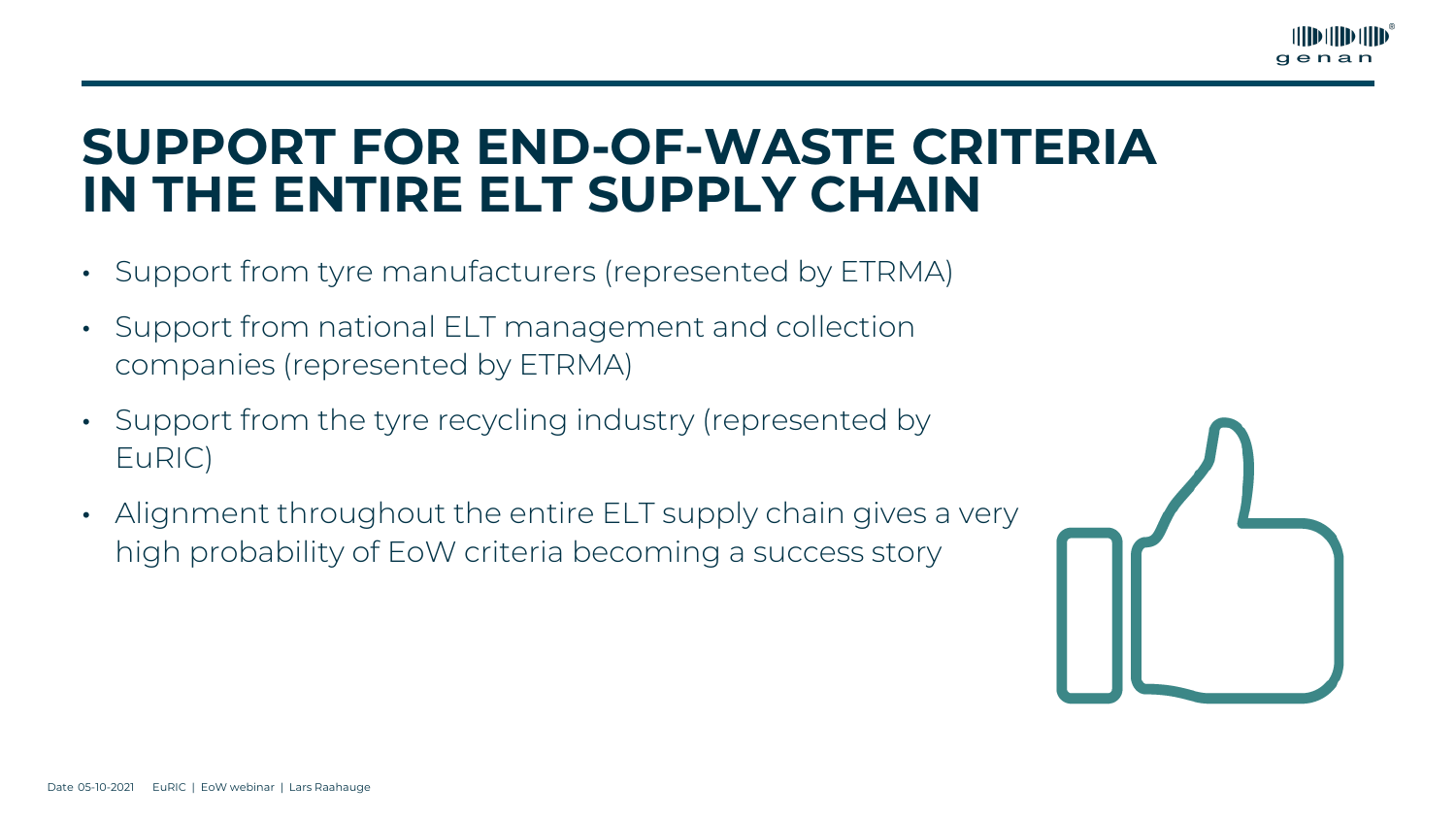# SUPPORT FOR END-OF-WASTE CRITERIA IN THE ENTIRE ELT SUPPLY CHAIN

- Support from tyre manufacturers (represented by ETRMA)
- Support from national ELT management and collection companies (represented by ETRMA)
- Support from the tyre recycling industry (represented by EuRIC)
- Alignment throughout the entire ELT supply chain gives a very high probability of EoW criteria becoming a success story